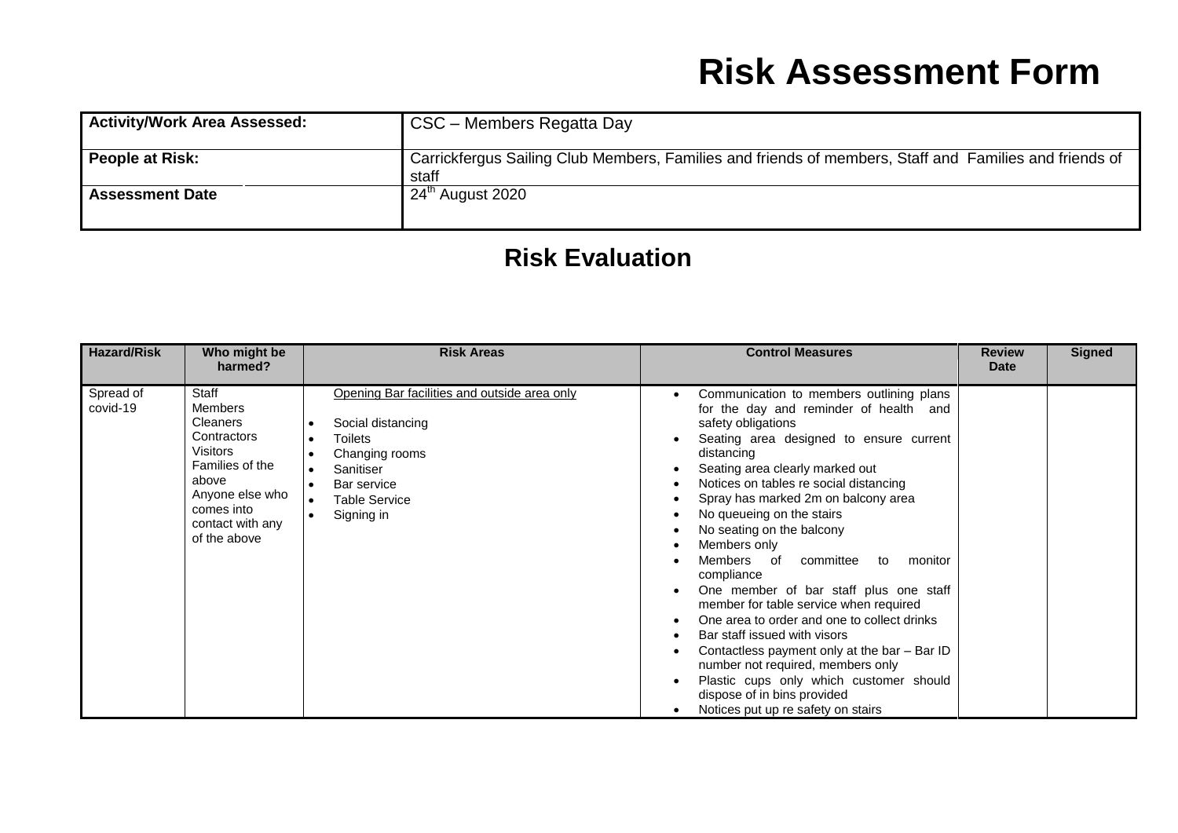# Risk Assessment Form

| Activity/Work Area Assessed: | CSC – Members Regatta Day |
|---|---|
| **People at Risk:** | Carrickfergus Sailing Club Members, Families and friends of members, Staff and Families and friends of staff |
| **Assessment Date** | 24th August 2020 |

## Risk Evaluation

| Hazard/Risk | Who might be harmed? | Risk Areas | Control Measures | Review Date | Signed |
|---|---|---|---|---|---|
| Spread of covid-19 | Staff<br>Members<br>Cleaners<br>Contractors<br>Visitors<br>Families of the above<br>Anyone else who comes into contact with any of the above | Opening Bar facilities and outside area only<br>• Social distancing<br>• Toilets<br>• Changing rooms<br>• Sanitiser<br>• Bar service<br>• Table Service<br>• Signing in | • Communication to members outlining plans for the day and reminder of health and safety obligations<br>• Seating area designed to ensure current distancing<br>• Seating area clearly marked out<br>• Notices on tables re social distancing<br>• Spray has marked 2m on balcony area<br>• No queueing on the stairs<br>• No seating on the balcony<br>• Members only<br>• Members of committee to monitor compliance<br>• One member of bar staff plus one staff member for table service when required<br>• One area to order and one to collect drinks<br>• Bar staff issued with visors<br>• Contactless payment only at the bar – Bar ID number not required, members only<br>• Plastic cups only which customer should dispose of in bins provided<br>• Notices put up re safety on stairs | | |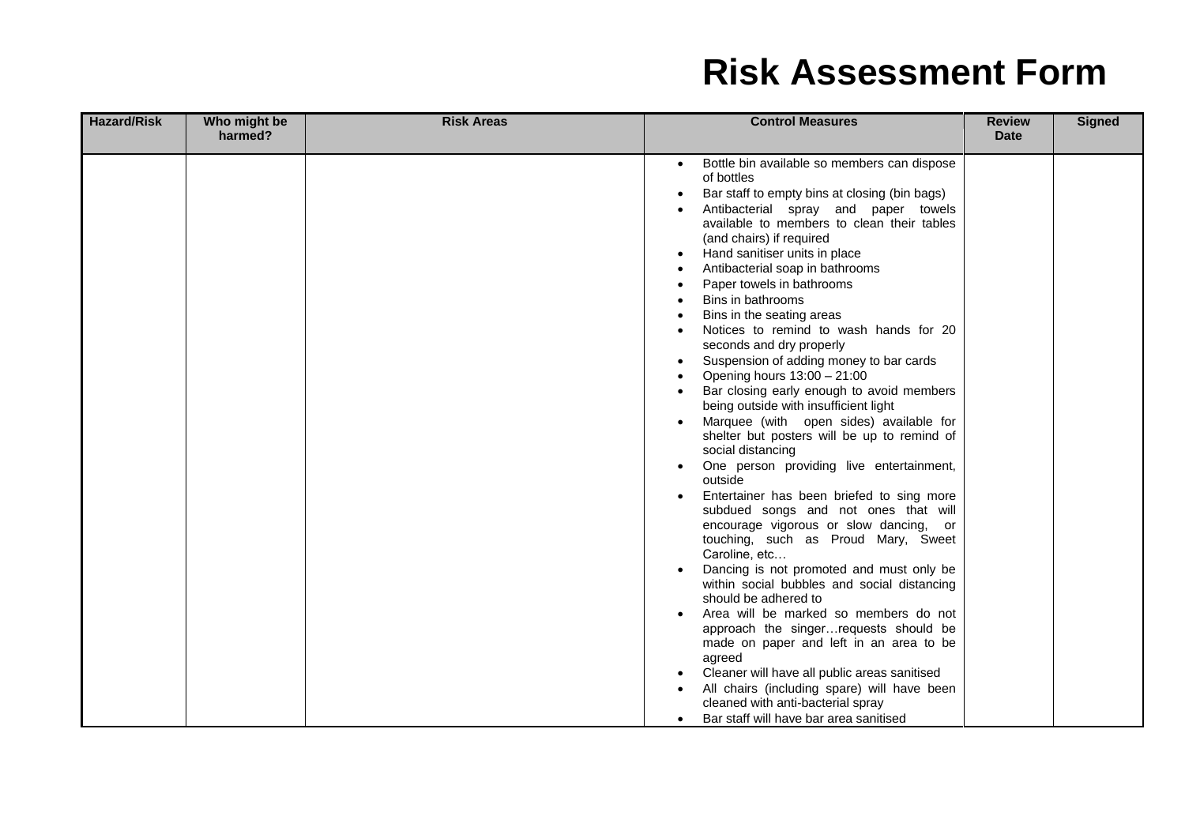# Risk Assessment Form

| Hazard/Risk | Who might be harmed? | Risk Areas | Control Measures | Review Date | Signed |
|---|---|---|---|---|---|
| | | | • Bottle bin available so members can dispose of bottles<br>• Bar staff to empty bins at closing (bin bags)<br>• Antibacterial spray and paper towels available to members to clean their tables (and chairs) if required<br>• Hand sanitiser units in place<br>• Antibacterial soap in bathrooms<br>• Paper towels in bathrooms<br>• Bins in bathrooms<br>• Bins in the seating areas<br>• Notices to remind to wash hands for 20 seconds and dry properly<br>• Suspension of adding money to bar cards<br>• Opening hours 13:00 – 21:00<br>• Bar closing early enough to avoid members being outside with insufficient light<br>• Marquee (with open sides) available for shelter but posters will be up to remind of social distancing<br>• One person providing live entertainment, outside<br>• Entertainer has been briefed to sing more subdued songs and not ones that will encourage vigorous or slow dancing, or touching, such as Proud Mary, Sweet Caroline, etc…<br>• Dancing is not promoted and must only be within social bubbles and social distancing should be adhered to<br>• Area will be marked so members do not approach the singer…requests should be made on paper and left in an area to be agreed<br>• Cleaner will have all public areas sanitised<br>• All chairs (including spare) will have been cleaned with anti-bacterial spray<br>• Bar staff will have bar area sanitised | | |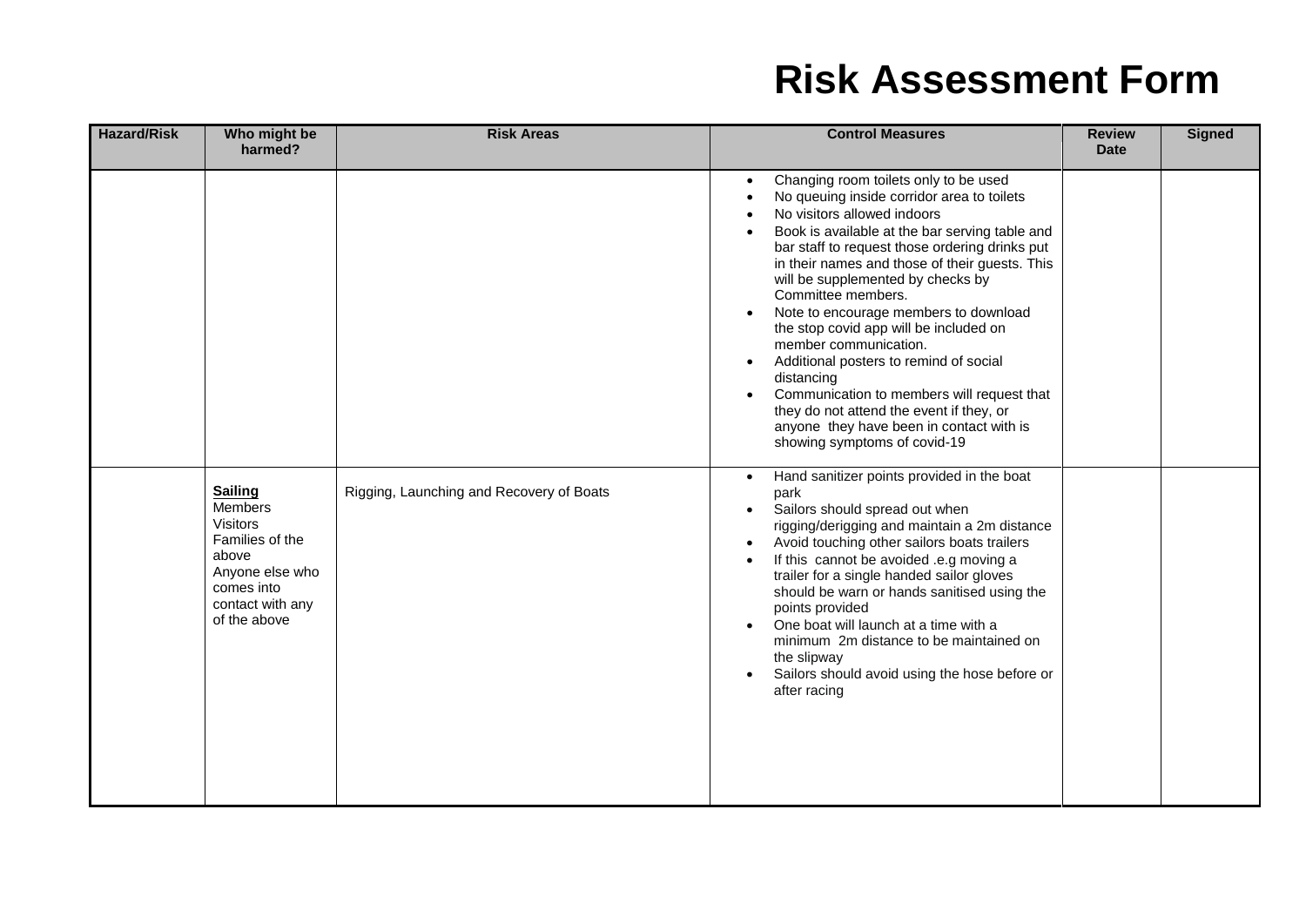# Risk Assessment Form

| Hazard/Risk | Who might be harmed? | Risk Areas | Control Measures | Review Date | Signed |
|---|---|---|---|---|---|
| | | | • Changing room toilets only to be used<br>• No queuing inside corridor area to toilets<br>• No visitors allowed indoors<br>• Book is available at the bar serving table and bar staff to request those ordering drinks put in their names and those of their guests. This will be supplemented by checks by Committee members.<br>• Note to encourage members to download the stop covid app will be included on member communication.<br>• Additional posters to remind of social distancing<br>• Communication to members will request that they do not attend the event if they, or anyone they have been in contact with is showing symptoms of covid-19 | | |
| | **Sailing**<br>Members<br>Visitors<br>Families of the above<br>Anyone else who comes into contact with any of the above | Rigging, Launching and Recovery of Boats | • Hand sanitizer points provided in the boat park<br>• Sailors should spread out when rigging/derigging and maintain a 2m distance<br>• Avoid touching other sailors boats trailers<br>• If this cannot be avoided .e.g moving a trailer for a single handed sailor gloves should be warn or hands sanitised using the points provided<br>• One boat will launch at a time with a minimum 2m distance to be maintained on the slipway<br>• Sailors should avoid using the hose before or after racing | | |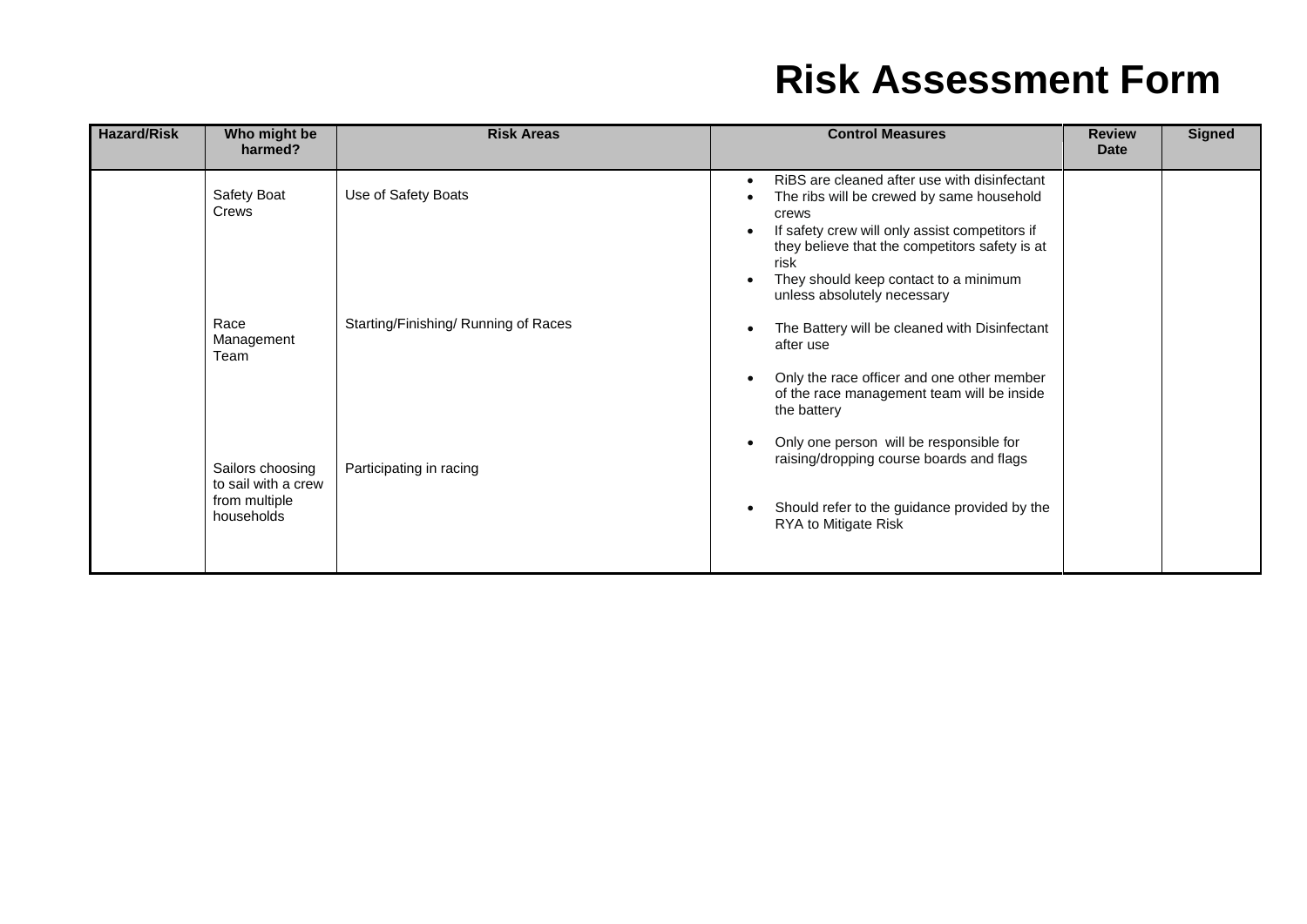# Risk Assessment Form

| Hazard/Risk | Who might be harmed? | Risk Areas | Control Measures | Review Date | Signed |
|---|---|---|---|---|---|
| | Safety Boat Crews | Use of Safety Boats | • RiBS are cleaned after use with disinfectant<br>• The ribs will be crewed by same household crews<br>• If safety crew will only assist competitors if they believe that the competitors safety is at risk<br>• They should keep contact to a minimum unless absolutely necessary | | |
| | Race Management Team | Starting/Finishing/ Running of Races | • The Battery will be cleaned with Disinfectant after use<br>• Only the race officer and one other member of the race management team will be inside the battery<br>• Only one person will be responsible for raising/dropping course boards and flags | | |
| | Sailors choosing to sail with a crew from multiple households | Participating in racing | • Should refer to the guidance provided by the RYA to Mitigate Risk | | |